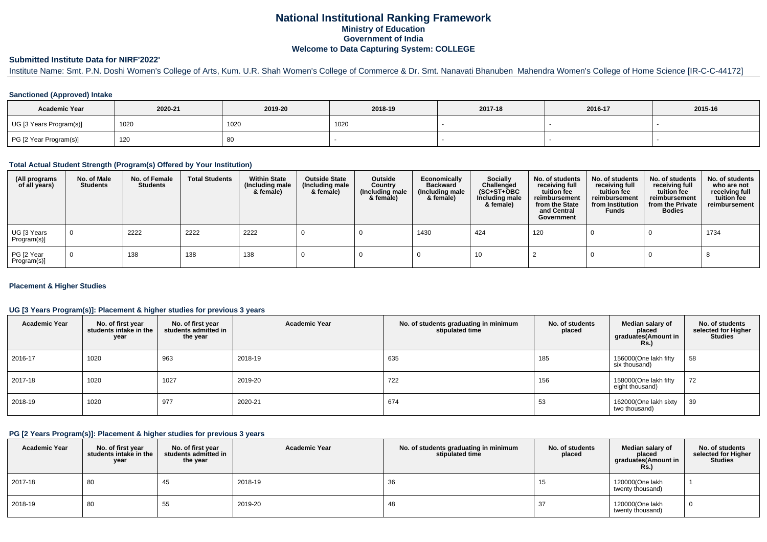# National Institutional Ranking Framework
## Ministry of Education
## Government of India
## Welcome to Data Capturing System: COLLEGE

### Submitted Institute Data for NIRF'2022'

Institute Name: Smt. P.N. Doshi Women's College of Arts, Kum. U.R. Shah Women's College of Commerce & Dr. Smt. Nanavati Bhanuben Mahendra Women's College of Home Science [IR-C-C-44172]

#### Sanctioned (Approved) Intake

| Academic Year | 2020-21 | 2019-20 | 2018-19 | 2017-18 | 2016-17 | 2015-16 |
|---|---|---|---|---|---|---|
| UG [3 Years Program(s)] | 1020 | 1020 | 1020 | - | - | - |
| PG [2 Year Program(s)] | 120 | 80 | - | - | - | - |

#### Total Actual Student Strength (Program(s) Offered by Your Institution)

| (All programs of all years) | No. of Male Students | No. of Female Students | Total Students | Within State (Including male & female) | Outside State (Including male & female) | Outside Country (Including male & female) | Economically Backward (Including male & female) | Socially Challenged (SC+ST+OBC Including male & female) | No. of students receiving full tuition fee reimbursement from the State and Central Government | No. of students receiving full tuition fee reimbursement from Institution Funds | No. of students receiving full tuition fee reimbursement from the Private Bodies | No. of students who are not receiving full tuition fee reimbursement |
|---|---|---|---|---|---|---|---|---|---|---|---|---|
| UG [3 Years Program(s)] | 0 | 2222 | 2222 | 2222 | 0 | 0 | 1430 | 424 | 120 | 0 | 0 | 1734 |
| PG [2 Year Program(s)] | 0 | 138 | 138 | 138 | 0 | 0 | 0 | 10 | 2 | 0 | 0 | 8 |

#### Placement & Higher Studies

#### UG [3 Years Program(s)]: Placement & higher studies for previous 3 years

| Academic Year | No. of first year students intake in the year | No. of first year students admitted in the year | Academic Year | No. of students graduating in minimum stipulated time | No. of students placed | Median salary of placed graduates(Amount in Rs.) | No. of students selected for Higher Studies |
|---|---|---|---|---|---|---|---|
| 2016-17 | 1020 | 963 | 2018-19 | 635 | 185 | 156000(One lakh fifty six thousand) | 58 |
| 2017-18 | 1020 | 1027 | 2019-20 | 722 | 156 | 158000(One lakh fifty eight thousand) | 72 |
| 2018-19 | 1020 | 977 | 2020-21 | 674 | 53 | 162000(One lakh sixty two thousand) | 39 |

#### PG [2 Years Program(s)]: Placement & higher studies for previous 3 years

| Academic Year | No. of first year students intake in the year | No. of first year students admitted in the year | Academic Year | No. of students graduating in minimum stipulated time | No. of students placed | Median salary of placed graduates(Amount in Rs.) | No. of students selected for Higher Studies |
|---|---|---|---|---|---|---|---|
| 2017-18 | 80 | 45 | 2018-19 | 36 | 15 | 120000(One lakh twenty thousand) | 1 |
| 2018-19 | 80 | 55 | 2019-20 | 48 | 37 | 120000(One lakh twenty thousand) | 0 |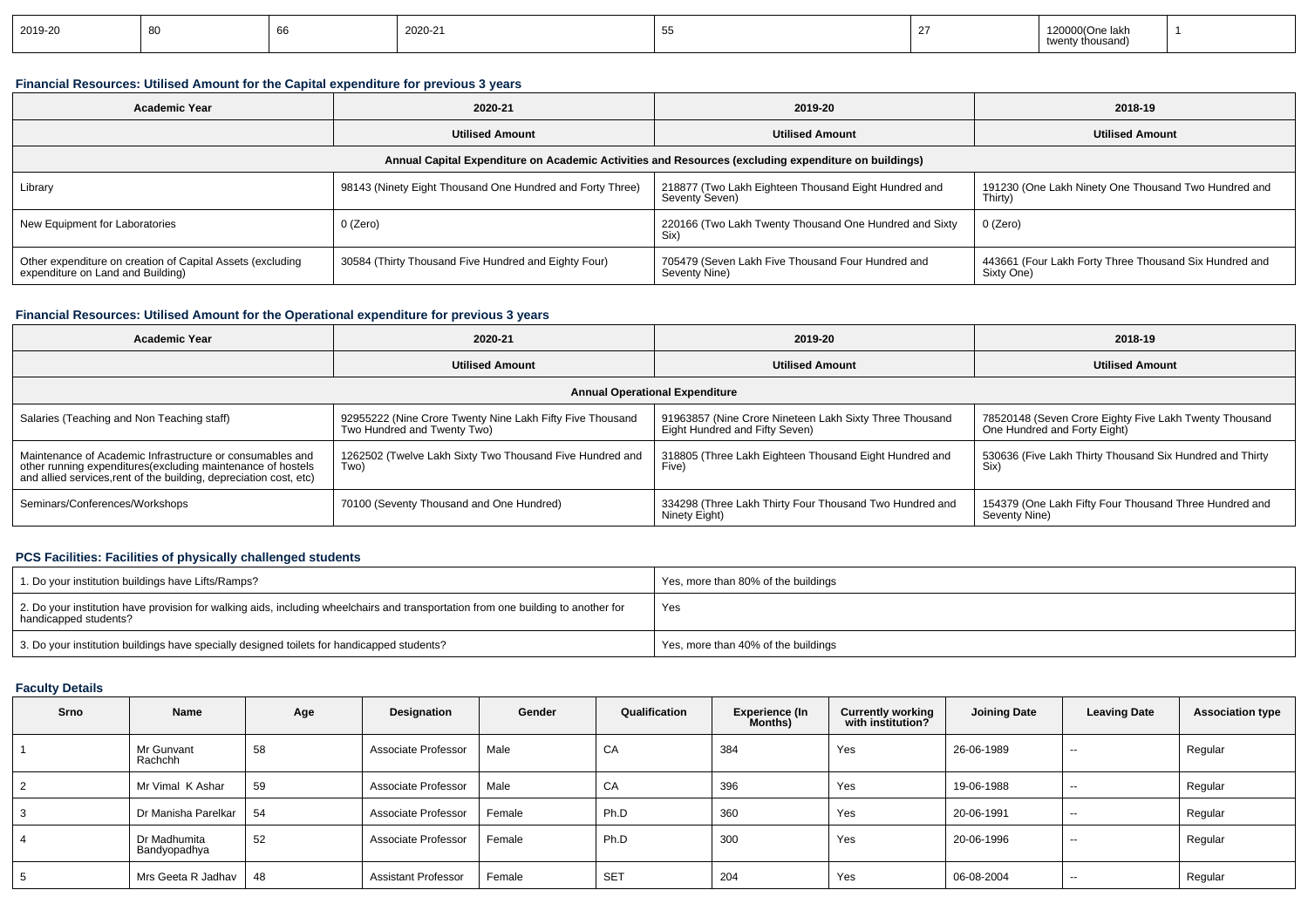| 2019-20 | 80 | 66 | 2020-21 | 55 | 27 | 120000(One lakh twenty thousand) | 1 |
|---|---|---|---|---|---|---|---|

### Financial Resources: Utilised Amount for the Capital expenditure for previous 3 years

| Academic Year | 2020-21 | 2019-20 | 2018-19 |
|---|---|---|---|
| | Utilised Amount | Utilised Amount | Utilised Amount |
| **Annual Capital Expenditure on Academic Activities and Resources (excluding expenditure on buildings)** | | | |
| Library | 98143 (Ninety Eight Thousand One Hundred and Forty Three) | 218877 (Two Lakh Eighteen Thousand Eight Hundred and Seventy Seven) | 191230 (One Lakh Ninety One Thousand Two Hundred and Thirty) |
| New Equipment for Laboratories | 0 (Zero) | 220166 (Two Lakh Twenty Thousand One Hundred and Sixty Six) | 0 (Zero) |
| Other expenditure on creation of Capital Assets (excluding expenditure on Land and Building) | 30584 (Thirty Thousand Five Hundred and Eighty Four) | 705479 (Seven Lakh Five Thousand Four Hundred and Seventy Nine) | 443661 (Four Lakh Forty Three Thousand Six Hundred and Sixty One) |

### Financial Resources: Utilised Amount for the Operational expenditure for previous 3 years

| Academic Year | 2020-21 | 2019-20 | 2018-19 |
|---|---|---|---|
| | Utilised Amount | Utilised Amount | Utilised Amount |
| **Annual Operational Expenditure** | | | |
| Salaries (Teaching and Non Teaching staff) | 92955222 (Nine Crore Twenty Nine Lakh Fifty Five Thousand Two Hundred and Twenty Two) | 91963857 (Nine Crore Nineteen Lakh Sixty Three Thousand Eight Hundred and Fifty Seven) | 78520148 (Seven Crore Eighty Five Lakh Twenty Thousand One Hundred and Forty Eight) |
| Maintenance of Academic Infrastructure or consumables and other running expenditures(excluding maintenance of hostels and allied services,rent of the building, depreciation cost, etc) | 1262502 (Twelve Lakh Sixty Two Thousand Five Hundred and Two) | 318805 (Three Lakh Eighteen Thousand Eight Hundred and Five) | 530636 (Five Lakh Thirty Thousand Six Hundred and Thirty Six) |
| Seminars/Conferences/Workshops | 70100 (Seventy Thousand and One Hundred) | 334298 (Three Lakh Thirty Four Thousand Two Hundred and Ninety Eight) | 154379 (One Lakh Fifty Four Thousand Three Hundred and Seventy Nine) |

### PCS Facilities: Facilities of physically challenged students

| Question | Response |
|---|---|
| 1. Do your institution buildings have Lifts/Ramps? | Yes, more than 80% of the buildings |
| 2. Do your institution have provision for walking aids, including wheelchairs and transportation from one building to another for handicapped students? | Yes |
| 3. Do your institution buildings have specially designed toilets for handicapped students? | Yes, more than 40% of the buildings |

### Faculty Details

| Srno | Name | Age | Designation | Gender | Qualification | Experience (In Months) | Currently working with institution? | Joining Date | Leaving Date | Association type |
|---|---|---|---|---|---|---|---|---|---|---|
| 1 | Mr Gunvant Rachchh | 58 | Associate Professor | Male | CA | 384 | Yes | 26-06-1989 | -- | Regular |
| 2 | Mr Vimal K Ashar | 59 | Associate Professor | Male | CA | 396 | Yes | 19-06-1988 | -- | Regular |
| 3 | Dr Manisha Parelkar | 54 | Associate Professor | Female | Ph.D | 360 | Yes | 20-06-1991 | -- | Regular |
| 4 | Dr Madhumita Bandyopadhya | 52 | Associate Professor | Female | Ph.D | 300 | Yes | 20-06-1996 | -- | Regular |
| 5 | Mrs Geeta R Jadhav | 48 | Assistant Professor | Female | SET | 204 | Yes | 06-08-2004 | -- | Regular |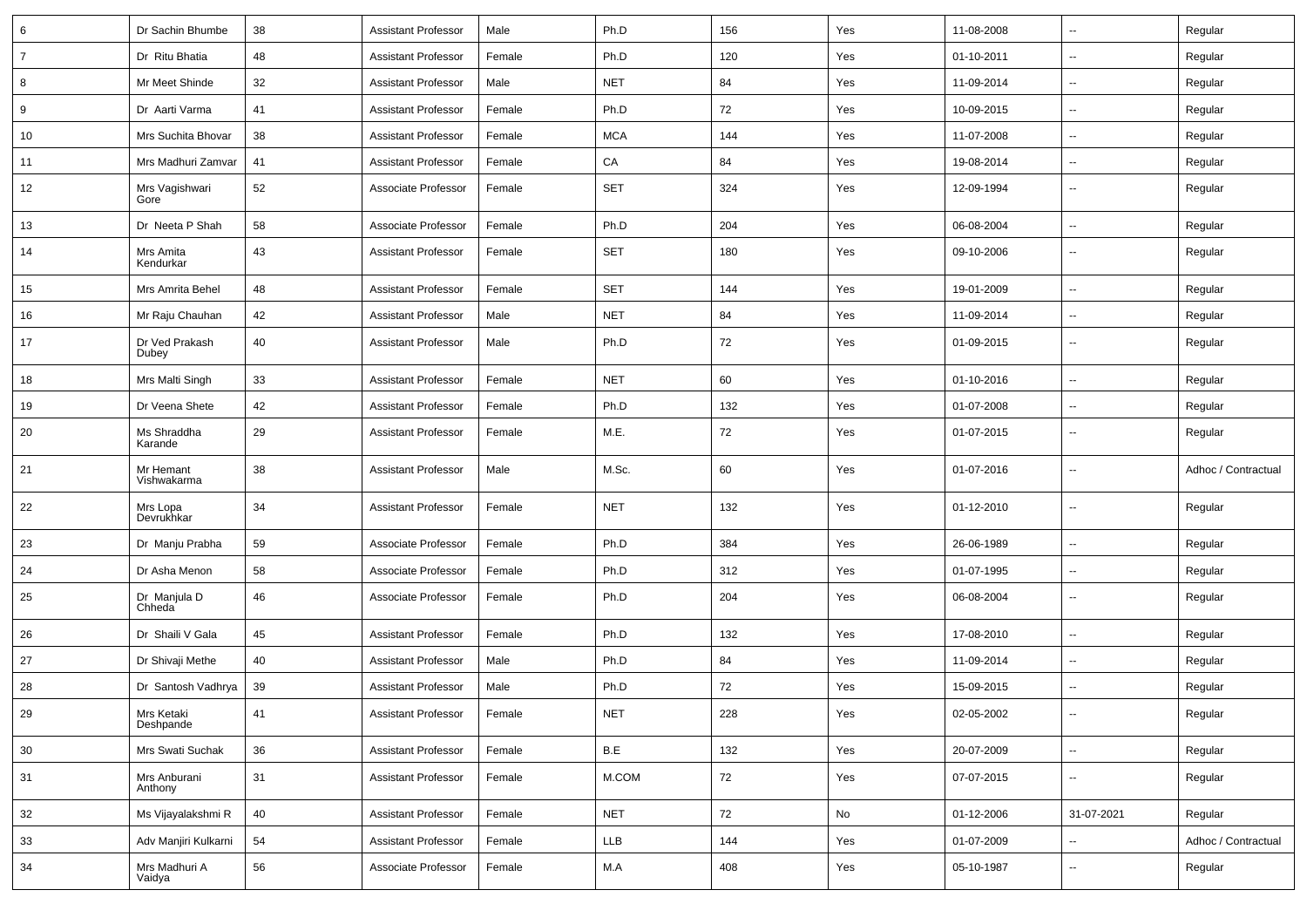| 6 | Dr Sachin Bhumbe | 38 | Assistant Professor | Male | Ph.D | 156 | Yes | 11-08-2008 | -- | Regular |
|---|---|---|---|---|---|---|---|---|---|---|
| 7 | Dr Ritu Bhatia | 48 | Assistant Professor | Female | Ph.D | 120 | Yes | 01-10-2011 | -- | Regular |
| 8 | Mr Meet Shinde | 32 | Assistant Professor | Male | NET | 84 | Yes | 11-09-2014 | -- | Regular |
| 9 | Dr Aarti Varma | 41 | Assistant Professor | Female | Ph.D | 72 | Yes | 10-09-2015 | -- | Regular |
| 10 | Mrs Suchita Bhovar | 38 | Assistant Professor | Female | MCA | 144 | Yes | 11-07-2008 | -- | Regular |
| 11 | Mrs Madhuri Zamvar | 41 | Assistant Professor | Female | CA | 84 | Yes | 19-08-2014 | -- | Regular |
| 12 | Mrs Vagishwari Gore | 52 | Associate Professor | Female | SET | 324 | Yes | 12-09-1994 | -- | Regular |
| 13 | Dr Neeta P Shah | 58 | Associate Professor | Female | Ph.D | 204 | Yes | 06-08-2004 | -- | Regular |
| 14 | Mrs Amita Kendurkar | 43 | Assistant Professor | Female | SET | 180 | Yes | 09-10-2006 | -- | Regular |
| 15 | Mrs Amrita Behel | 48 | Assistant Professor | Female | SET | 144 | Yes | 19-01-2009 | -- | Regular |
| 16 | Mr Raju Chauhan | 42 | Assistant Professor | Male | NET | 84 | Yes | 11-09-2014 | -- | Regular |
| 17 | Dr Ved Prakash Dubey | 40 | Assistant Professor | Male | Ph.D | 72 | Yes | 01-09-2015 | -- | Regular |
| 18 | Mrs Malti Singh | 33 | Assistant Professor | Female | NET | 60 | Yes | 01-10-2016 | -- | Regular |
| 19 | Dr Veena Shete | 42 | Assistant Professor | Female | Ph.D | 132 | Yes | 01-07-2008 | -- | Regular |
| 20 | Ms Shraddha Karande | 29 | Assistant Professor | Female | M.E. | 72 | Yes | 01-07-2015 | -- | Regular |
| 21 | Mr Hemant Vishwakarma | 38 | Assistant Professor | Male | M.Sc. | 60 | Yes | 01-07-2016 | -- | Adhoc / Contractual |
| 22 | Mrs Lopa Devrukhkar | 34 | Assistant Professor | Female | NET | 132 | Yes | 01-12-2010 | -- | Regular |
| 23 | Dr Manju Prabha | 59 | Associate Professor | Female | Ph.D | 384 | Yes | 26-06-1989 | -- | Regular |
| 24 | Dr Asha Menon | 58 | Associate Professor | Female | Ph.D | 312 | Yes | 01-07-1995 | -- | Regular |
| 25 | Dr Manjula D Chheda | 46 | Associate Professor | Female | Ph.D | 204 | Yes | 06-08-2004 | -- | Regular |
| 26 | Dr Shaili V Gala | 45 | Assistant Professor | Female | Ph.D | 132 | Yes | 17-08-2010 | -- | Regular |
| 27 | Dr Shivaji Methe | 40 | Assistant Professor | Male | Ph.D | 84 | Yes | 11-09-2014 | -- | Regular |
| 28 | Dr Santosh Vadhrya | 39 | Assistant Professor | Male | Ph.D | 72 | Yes | 15-09-2015 | -- | Regular |
| 29 | Mrs Ketaki Deshpande | 41 | Assistant Professor | Female | NET | 228 | Yes | 02-05-2002 | -- | Regular |
| 30 | Mrs Swati Suchak | 36 | Assistant Professor | Female | B.E | 132 | Yes | 20-07-2009 | -- | Regular |
| 31 | Mrs Anburani Anthony | 31 | Assistant Professor | Female | M.COM | 72 | Yes | 07-07-2015 | -- | Regular |
| 32 | Ms Vijayalakshmi R | 40 | Assistant Professor | Female | NET | 72 | No | 01-12-2006 | 31-07-2021 | Regular |
| 33 | Adv Manjiri Kulkarni | 54 | Assistant Professor | Female | LLB | 144 | Yes | 01-07-2009 | -- | Adhoc / Contractual |
| 34 | Mrs Madhuri A Vaidya | 56 | Associate Professor | Female | M.A | 408 | Yes | 05-10-1987 | -- | Regular |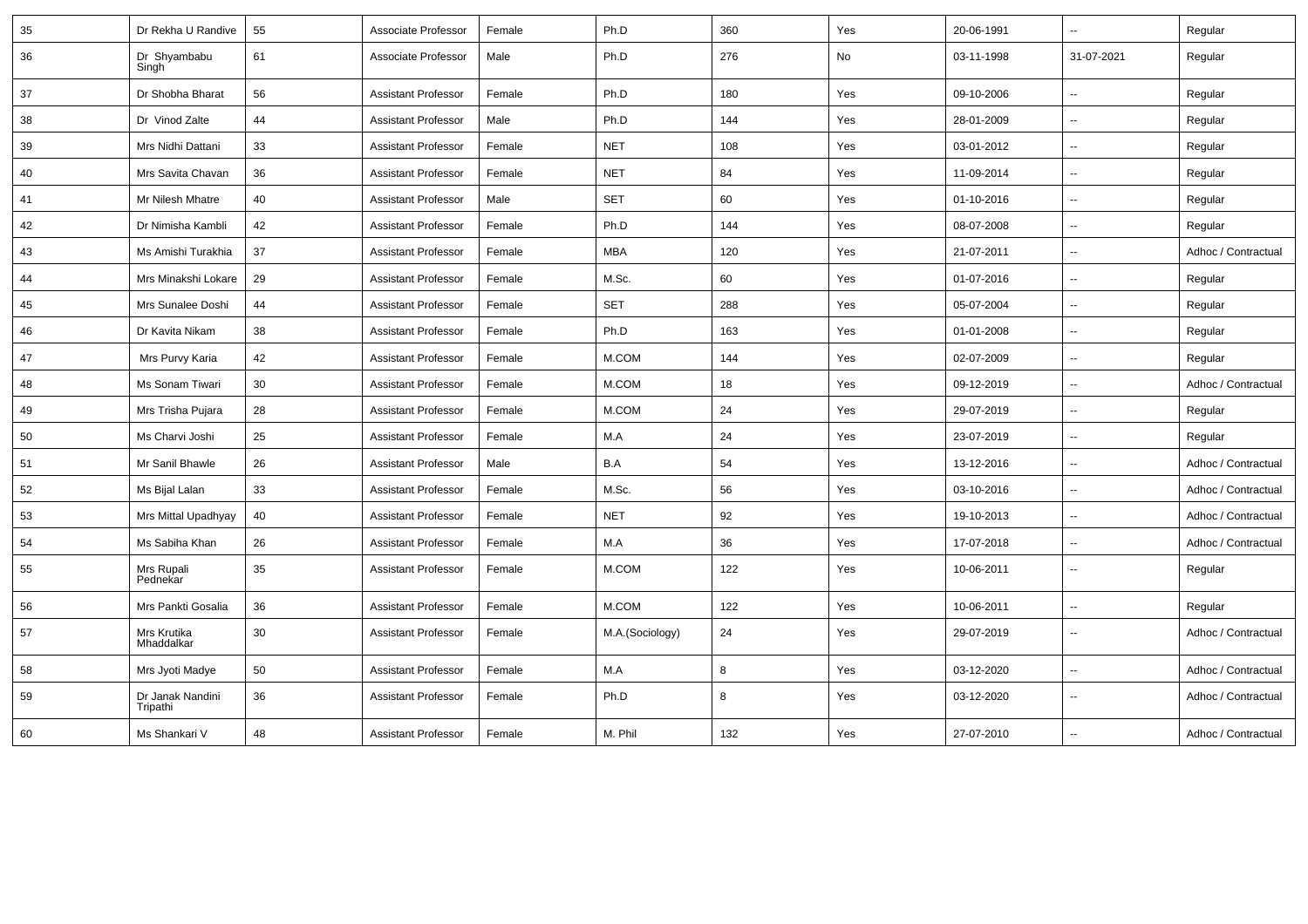| | | | | | | | | | | |
|---|---|---|---|---|---|---|---|---|---|---|
| 35 | Dr Rekha U Randive | 55 | Associate Professor | Female | Ph.D | 360 | Yes | 20-06-1991 | -- | Regular |
| 36 | Dr Shyambabu Singh | 61 | Associate Professor | Male | Ph.D | 276 | No | 03-11-1998 | 31-07-2021 | Regular |
| 37 | Dr Shobha Bharat | 56 | Assistant Professor | Female | Ph.D | 180 | Yes | 09-10-2006 | -- | Regular |
| 38 | Dr Vinod Zalte | 44 | Assistant Professor | Male | Ph.D | 144 | Yes | 28-01-2009 | -- | Regular |
| 39 | Mrs Nidhi Dattani | 33 | Assistant Professor | Female | NET | 108 | Yes | 03-01-2012 | -- | Regular |
| 40 | Mrs Savita Chavan | 36 | Assistant Professor | Female | NET | 84 | Yes | 11-09-2014 | -- | Regular |
| 41 | Mr Nilesh Mhatre | 40 | Assistant Professor | Male | SET | 60 | Yes | 01-10-2016 | -- | Regular |
| 42 | Dr Nimisha Kambli | 42 | Assistant Professor | Female | Ph.D | 144 | Yes | 08-07-2008 | -- | Regular |
| 43 | Ms Amishi Turakhia | 37 | Assistant Professor | Female | MBA | 120 | Yes | 21-07-2011 | -- | Adhoc / Contractual |
| 44 | Mrs Minakshi Lokare | 29 | Assistant Professor | Female | M.Sc. | 60 | Yes | 01-07-2016 | -- | Regular |
| 45 | Mrs Sunalee Doshi | 44 | Assistant Professor | Female | SET | 288 | Yes | 05-07-2004 | -- | Regular |
| 46 | Dr Kavita Nikam | 38 | Assistant Professor | Female | Ph.D | 163 | Yes | 01-01-2008 | -- | Regular |
| 47 | Mrs Purvy Karia | 42 | Assistant Professor | Female | M.COM | 144 | Yes | 02-07-2009 | -- | Regular |
| 48 | Ms Sonam Tiwari | 30 | Assistant Professor | Female | M.COM | 18 | Yes | 09-12-2019 | -- | Adhoc / Contractual |
| 49 | Mrs Trisha Pujara | 28 | Assistant Professor | Female | M.COM | 24 | Yes | 29-07-2019 | -- | Regular |
| 50 | Ms Charvi Joshi | 25 | Assistant Professor | Female | M.A | 24 | Yes | 23-07-2019 | -- | Regular |
| 51 | Mr Sanil Bhawle | 26 | Assistant Professor | Male | B.A | 54 | Yes | 13-12-2016 | -- | Adhoc / Contractual |
| 52 | Ms Bijal Lalan | 33 | Assistant Professor | Female | M.Sc. | 56 | Yes | 03-10-2016 | -- | Adhoc / Contractual |
| 53 | Mrs Mittal Upadhyay | 40 | Assistant Professor | Female | NET | 92 | Yes | 19-10-2013 | -- | Adhoc / Contractual |
| 54 | Ms Sabiha Khan | 26 | Assistant Professor | Female | M.A | 36 | Yes | 17-07-2018 | -- | Adhoc / Contractual |
| 55 | Mrs Rupali Pednekar | 35 | Assistant Professor | Female | M.COM | 122 | Yes | 10-06-2011 | -- | Regular |
| 56 | Mrs Pankti Gosalia | 36 | Assistant Professor | Female | M.COM | 122 | Yes | 10-06-2011 | -- | Regular |
| 57 | Mrs Krutika Mhaddalkar | 30 | Assistant Professor | Female | M.A.(Sociology) | 24 | Yes | 29-07-2019 | -- | Adhoc / Contractual |
| 58 | Mrs Jyoti Madye | 50 | Assistant Professor | Female | M.A | 8 | Yes | 03-12-2020 | -- | Adhoc / Contractual |
| 59 | Dr Janak Nandini Tripathi | 36 | Assistant Professor | Female | Ph.D | 8 | Yes | 03-12-2020 | -- | Adhoc / Contractual |
| 60 | Ms Shankari V | 48 | Assistant Professor | Female | M. Phil | 132 | Yes | 27-07-2010 | -- | Adhoc / Contractual |